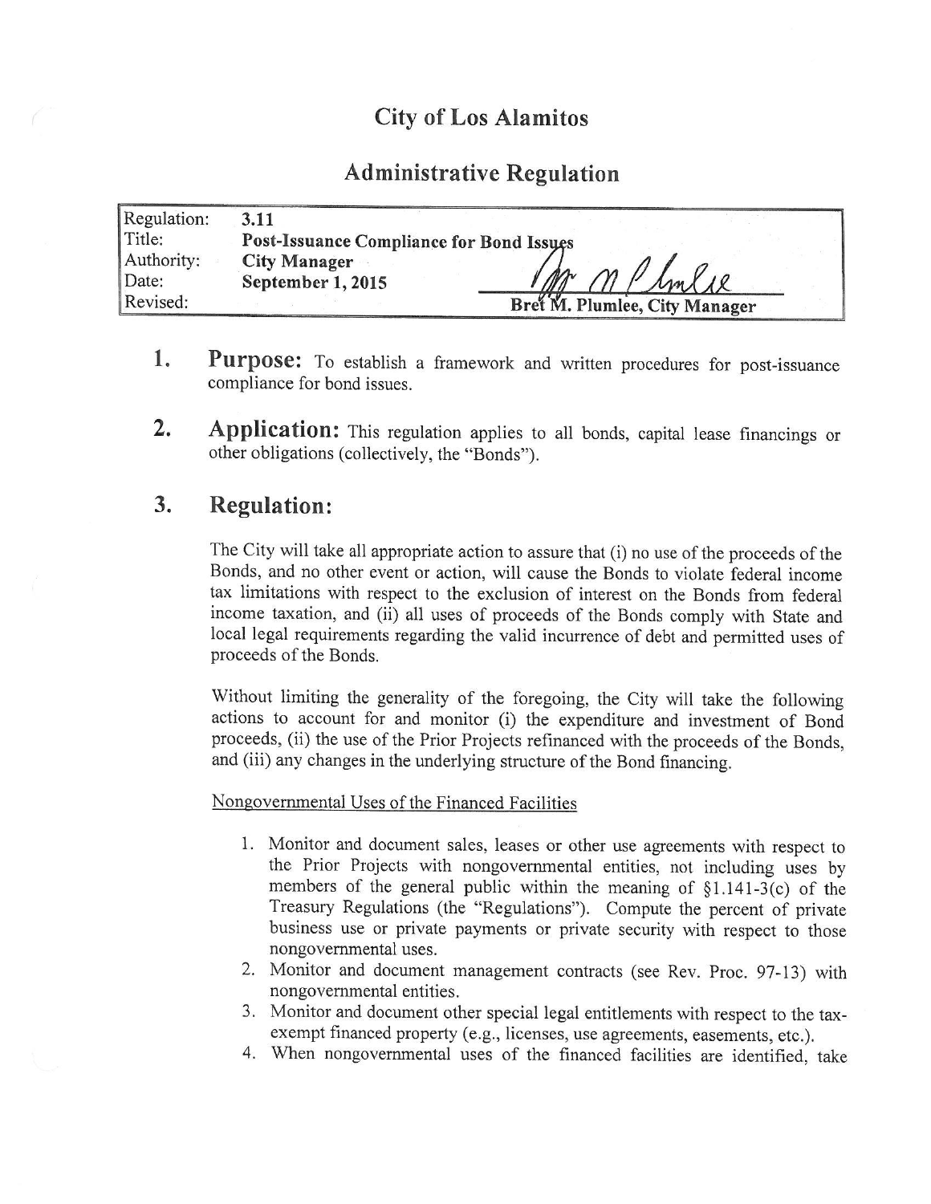# City of Los Alamitos

## Administrative Regulation

| Regulation: | 3.11 |
|---|---|
| Title: | **Post-Issuance Compliance for Bond Issues** |
| Authority: | **City Manager** |
| Date: | **September 1, 2015** |
| Revised: | |

**Bret M. Plumlee, City Manager**

## 1. Purpose: To establish a framework and written procedures for post-issuance compliance for bond issues.

## 2. Application: This regulation applies to all bonds, capital lease financings or other obligations (collectively, the "Bonds").

## 3. Regulation:

The City will take all appropriate action to assure that (i) no use of the proceeds of the Bonds, and no other event or action, will cause the Bonds to violate federal income tax limitations with respect to the exclusion of interest on the Bonds from federal income taxation, and (ii) all uses of proceeds of the Bonds comply with State and local legal requirements regarding the valid incurrence of debt and permitted uses of proceeds of the Bonds.

Without limiting the generality of the foregoing, the City will take the following actions to account for and monitor (i) the expenditure and investment of Bond proceeds, (ii) the use of the Prior Projects refinanced with the proceeds of the Bonds, and (iii) any changes in the underlying structure of the Bond financing.

Nongovernmental Uses of the Financed Facilities

1. Monitor and document sales, leases or other use agreements with respect to the Prior Projects with nongovernmental entities, not including uses by members of the general public within the meaning of §1.141-3(c) of the Treasury Regulations (the "Regulations"). Compute the percent of private business use or private payments or private security with respect to those nongovernmental uses.
2. Monitor and document management contracts (see Rev. Proc. 97-13) with nongovernmental entities.
3. Monitor and document other special legal entitlements with respect to the tax-exempt financed property (e.g., licenses, use agreements, easements, etc.).
4. When nongovernmental uses of the financed facilities are identified, take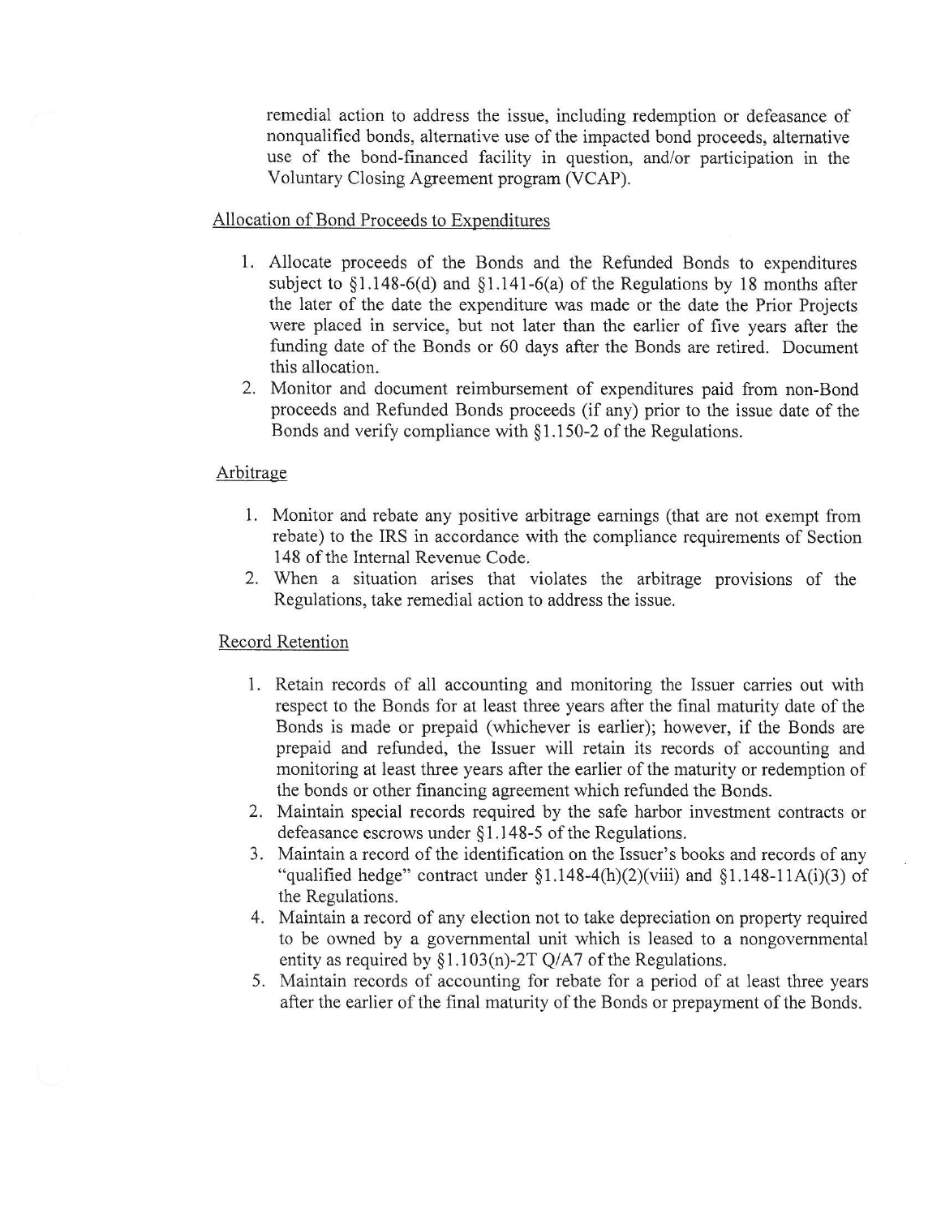remedial action to address the issue, including redemption or defeasance of nonqualified bonds, alternative use of the impacted bond proceeds, alternative use of the bond-financed facility in question, and/or participation in the Voluntary Closing Agreement program (VCAP).

Allocation of Bond Proceeds to Expenditures

1. Allocate proceeds of the Bonds and the Refunded Bonds to expenditures subject to §1.148-6(d) and §1.141-6(a) of the Regulations by 18 months after the later of the date the expenditure was made or the date the Prior Projects were placed in service, but not later than the earlier of five years after the funding date of the Bonds or 60 days after the Bonds are retired. Document this allocation.
2. Monitor and document reimbursement of expenditures paid from non-Bond proceeds and Refunded Bonds proceeds (if any) prior to the issue date of the Bonds and verify compliance with §1.150-2 of the Regulations.

Arbitrage

1. Monitor and rebate any positive arbitrage earnings (that are not exempt from rebate) to the IRS in accordance with the compliance requirements of Section 148 of the Internal Revenue Code.
2. When a situation arises that violates the arbitrage provisions of the Regulations, take remedial action to address the issue.

Record Retention

1. Retain records of all accounting and monitoring the Issuer carries out with respect to the Bonds for at least three years after the final maturity date of the Bonds is made or prepaid (whichever is earlier); however, if the Bonds are prepaid and refunded, the Issuer will retain its records of accounting and monitoring at least three years after the earlier of the maturity or redemption of the bonds or other financing agreement which refunded the Bonds.
2. Maintain special records required by the safe harbor investment contracts or defeasance escrows under §1.148-5 of the Regulations.
3. Maintain a record of the identification on the Issuer's books and records of any "qualified hedge" contract under §1.148-4(h)(2)(viii) and §1.148-11A(i)(3) of the Regulations.
4. Maintain a record of any election not to take depreciation on property required to be owned by a governmental unit which is leased to a nongovernmental entity as required by §1.103(n)-2T Q/A7 of the Regulations.
5. Maintain records of accounting for rebate for a period of at least three years after the earlier of the final maturity of the Bonds or prepayment of the Bonds.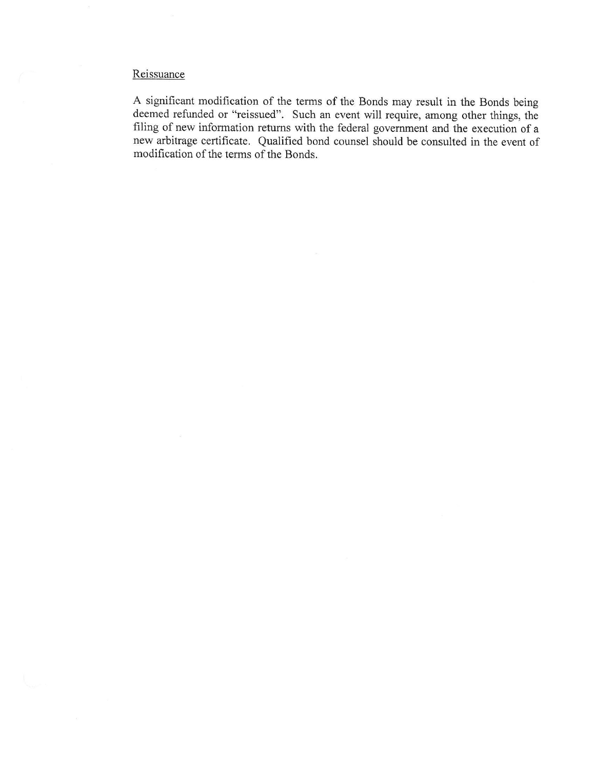Reissuance

A significant modification of the terms of the Bonds may result in the Bonds being deemed refunded or "reissued". Such an event will require, among other things, the filing of new information returns with the federal government and the execution of a new arbitrage certificate. Qualified bond counsel should be consulted in the event of modification of the terms of the Bonds.